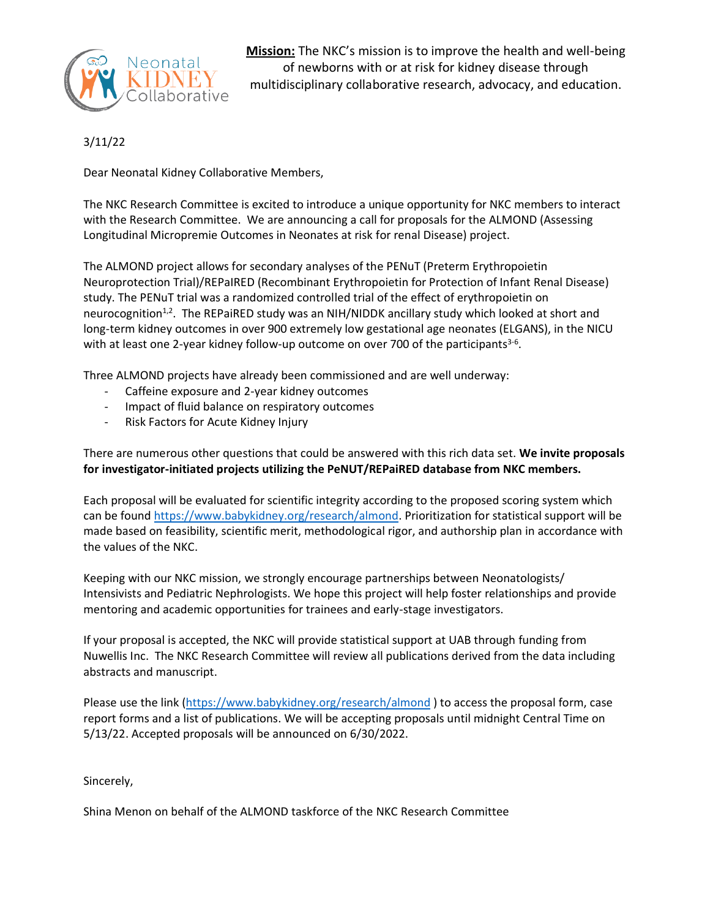**Mission:** The NKC's mission is to improve the health and well-being of newborns with or at risk for kidney disease through multidisciplinary collaborative research, advocacy, and education.

3/11/22

Dear Neonatal Kidney Collaborative Members,

The NKC Research Committee is excited to introduce a unique opportunity for NKC members to interact with the Research Committee. We are announcing a call for proposals for the ALMOND (Assessing Longitudinal Micropremie Outcomes in Neonates at risk for renal Disease) project.

The ALMOND project allows for secondary analyses of the PENuT (Preterm Erythropoietin Neuroprotection Trial)/REPaIRED (Recombinant Erythropoietin for Protection of Infant Renal Disease) study. The PENuT trial was a randomized controlled trial of the effect of erythropoietin on neurocognition[1,2]. The REPaIRED study was an NIH/NIDDK ancillary study which looked at short and long-term kidney outcomes in over 900 extremely low gestational age neonates (ELGANS), in the NICU with at least one 2-year kidney follow-up outcome on over 700 of the participants[3-6].

Three ALMOND projects have already been commissioned and are well underway:

- Caffeine exposure and 2-year kidney outcomes
- Impact of fluid balance on respiratory outcomes
- Risk Factors for Acute Kidney Injury

There are numerous other questions that could be answered with this rich data set. **We invite proposals for investigator-initiated projects utilizing the PeNUT/REPaiRED database from NKC members.**

Each proposal will be evaluated for scientific integrity according to the proposed scoring system which can be found https://www.babykidney.org/research/almond. Prioritization for statistical support will be made based on feasibility, scientific merit, methodological rigor, and authorship plan in accordance with the values of the NKC.

Keeping with our NKC mission, we strongly encourage partnerships between Neonatologists/ Intensivists and Pediatric Nephrologists. We hope this project will help foster relationships and provide mentoring and academic opportunities for trainees and early-stage investigators.

If your proposal is accepted, the NKC will provide statistical support at UAB through funding from Nuwellis Inc. The NKC Research Committee will review all publications derived from the data including abstracts and manuscript.

Please use the link (https://www.babykidney.org/research/almond ) to access the proposal form, case report forms and a list of publications. We will be accepting proposals until midnight Central Time on 5/13/22. Accepted proposals will be announced on 6/30/2022.

Sincerely,

Shina Menon on behalf of the ALMOND taskforce of the NKC Research Committee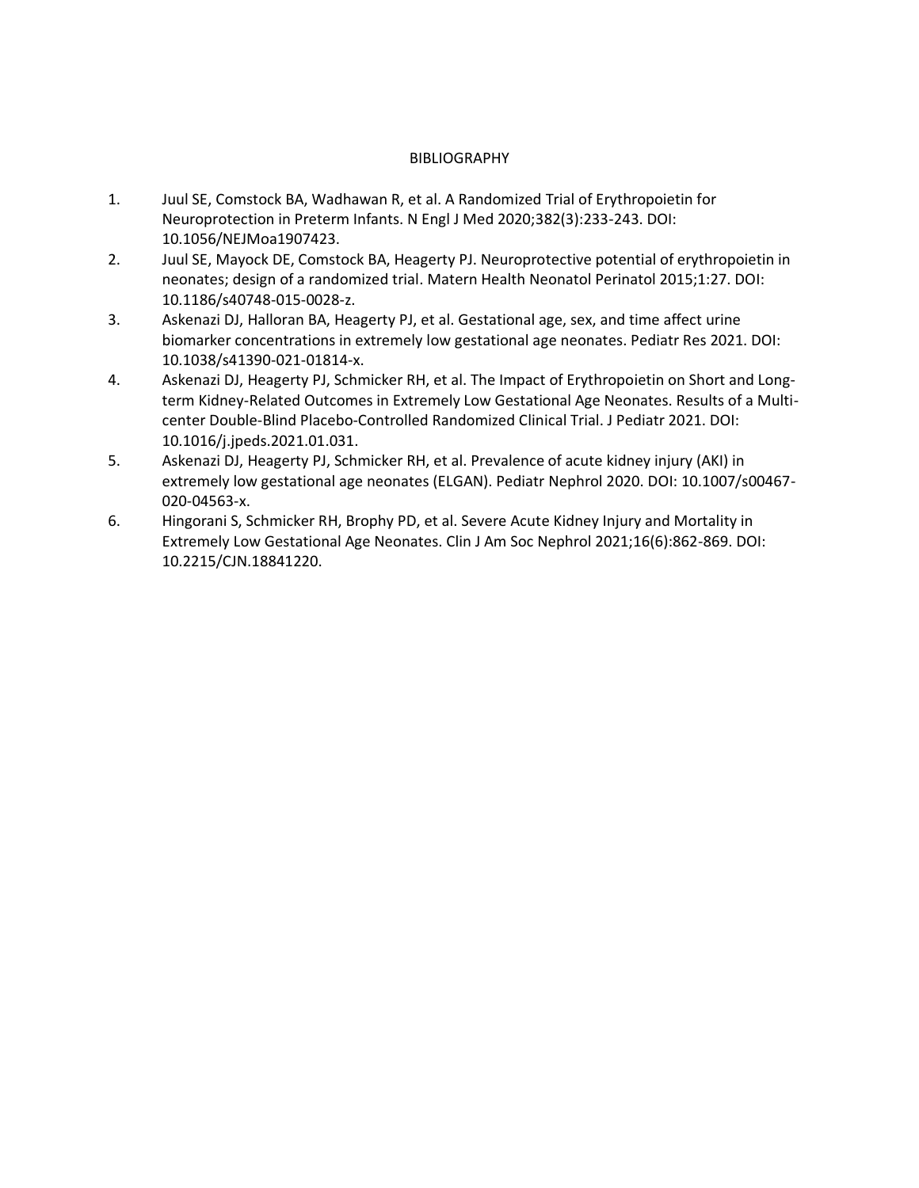# BIBLIOGRAPHY

1. Juul SE, Comstock BA, Wadhawan R, et al. A Randomized Trial of Erythropoietin for Neuroprotection in Preterm Infants. N Engl J Med 2020;382(3):233-243. DOI: 10.1056/NEJMoa1907423.
2. Juul SE, Mayock DE, Comstock BA, Heagerty PJ. Neuroprotective potential of erythropoietin in neonates; design of a randomized trial. Matern Health Neonatol Perinatol 2015;1:27. DOI: 10.1186/s40748-015-0028-z.
3. Askenazi DJ, Halloran BA, Heagerty PJ, et al. Gestational age, sex, and time affect urine biomarker concentrations in extremely low gestational age neonates. Pediatr Res 2021. DOI: 10.1038/s41390-021-01814-x.
4. Askenazi DJ, Heagerty PJ, Schmicker RH, et al. The Impact of Erythropoietin on Short and Long-term Kidney-Related Outcomes in Extremely Low Gestational Age Neonates. Results of a Multi-center Double-Blind Placebo-Controlled Randomized Clinical Trial. J Pediatr 2021. DOI: 10.1016/j.jpeds.2021.01.031.
5. Askenazi DJ, Heagerty PJ, Schmicker RH, et al. Prevalence of acute kidney injury (AKI) in extremely low gestational age neonates (ELGAN). Pediatr Nephrol 2020. DOI: 10.1007/s00467-020-04563-x.
6. Hingorani S, Schmicker RH, Brophy PD, et al. Severe Acute Kidney Injury and Mortality in Extremely Low Gestational Age Neonates. Clin J Am Soc Nephrol 2021;16(6):862-869. DOI: 10.2215/CJN.18841220.